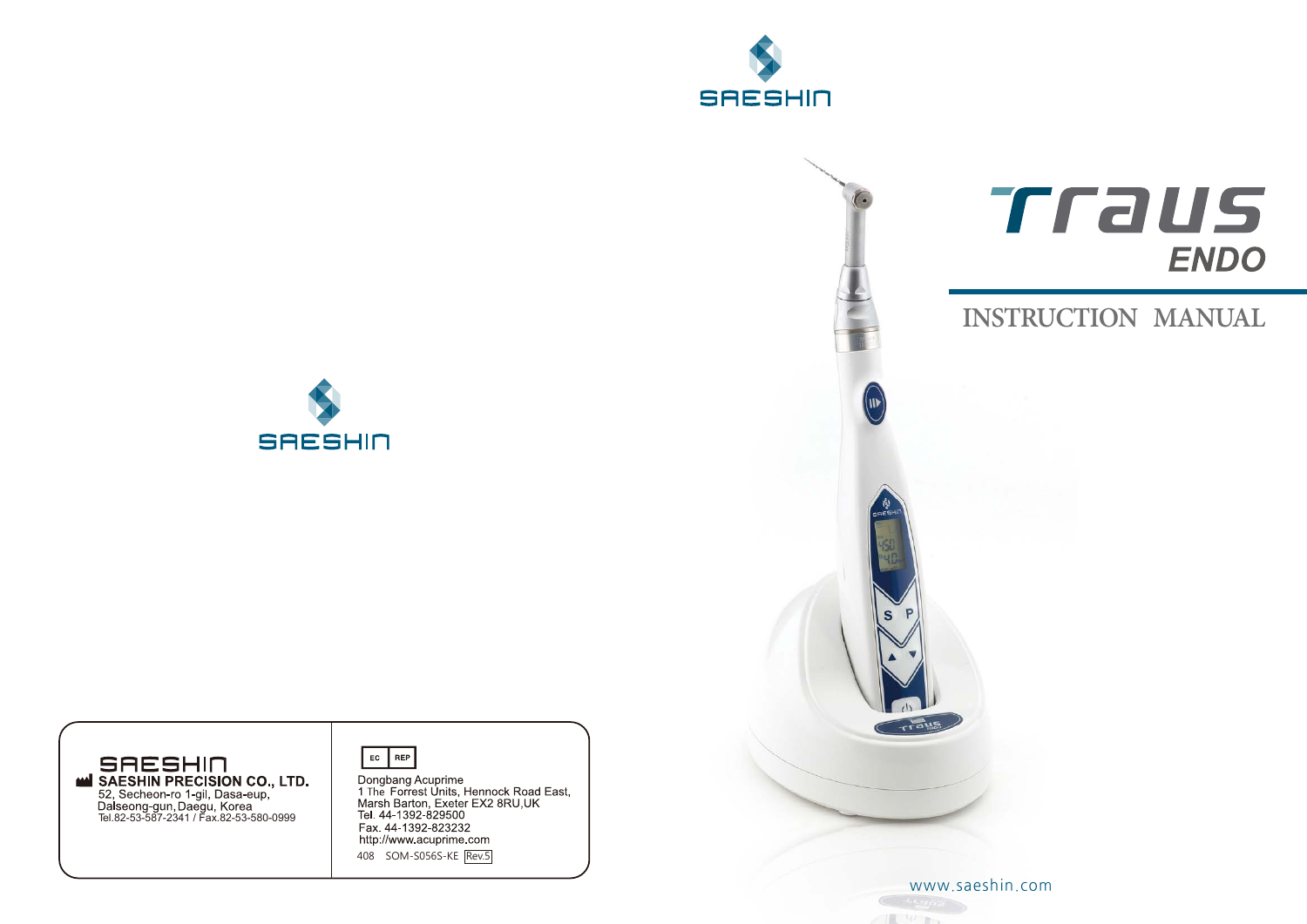SAESHIN

# Traus ENDO

## INSTRUCTION MANUAL

SAESHIN

SAESHIN

**SAESHIN PRECISION CO., LTD.**
52, Secheon-ro 1-gil, Dasa-eup,
Dalseong-gun, Daegu, Korea
Tel.82-53-587-2341 / Fax.82-53-580-0999

EC REP

Dongbang Acuprime
1 The Forrest Units, Hennock Road East,
Marsh Barton, Exeter EX2 8RU,UK
Tel. 44-1392-829500
Fax. 44-1392-823232
http://www.acuprime.com

408 SOM-S056S-KE Rev.5

www.saeshin.com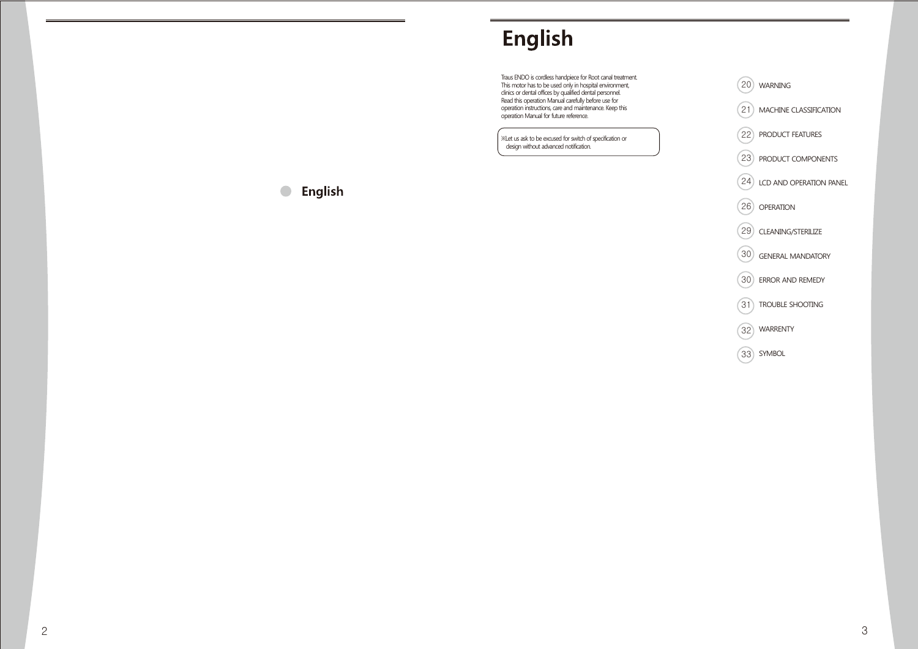## English

# English

Traus ENDO is cordless handpiece for Root canal treatment.
This motor has to be used only in hospital environment, clinics or dental offices by qualified dental personnel.
Read this operation Manual carefully before use for operation instructions, care and maintenance. Keep this operation Manual for future reference.

※Let us ask to be excused for switch of specification or design without advanced notification.

| Page | Section |
|---|---|
| 20 | WARNING |
| 21 | MACHINE CLASSIFICATION |
| 22 | PRODUCT FEATURES |
| 23 | PRODUCT COMPONENTS |
| 24 | LCD AND OPERATION PANEL |
| 26 | OPERATION |
| 29 | CLEANING/STERILIZE |
| 30 | GENERAL MANDATORY |
| 30 | ERROR AND REMEDY |
| 31 | TROUBLE SHOOTING |
| 32 | WARRENTY |
| 33 | SYMBOL |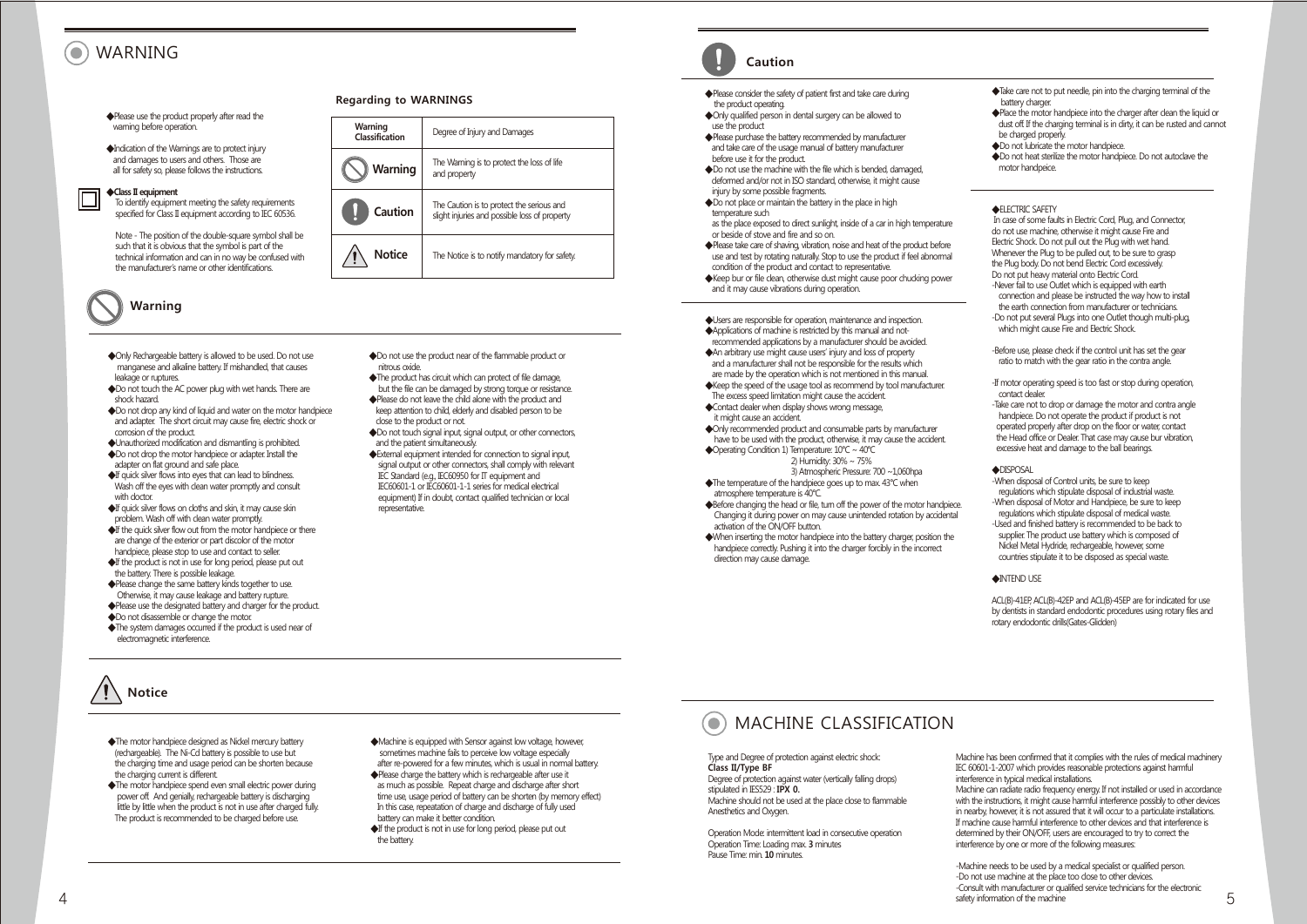# WARNING

◆Please use the product properly after read the warning before operation.

◆Indication of the Warnings are to protect injury and damages to users and others. Those are all for safety so, please follows the instructions.

◆**Class II equipment**
To identify equipment meeting the safety requirements specified for Class II equipment according to IEC 60536.

Note - The position of the double-square symbol shall be such that it is obvious that the symbol is part of the technical information and can in no way be confused with the manufacturer's name or other identifications.

**Regarding to WARNINGS**

| Warning Classification | Degree of Injury and Damages |
|---|---|
| Warning | The Warning is to protect the loss of life and property |
| Caution | The Caution is to protect the serious and slight injuries and possible loss of property |
| Notice | The Notice is to notify mandatory for safety. |

## Warning

◆Only Rechargeable battery is allowed to be used. Do not use manganese and alkaline battery. If mishandled, that causes leakage or ruptures.
◆Do not touch the AC power plug with wet hands. There are shock hazard.
◆Do not drop any kind of liquid and water on the motor handpiece and adapter. The short circuit may cause fire, electric shock or corrosion of the product.
◆Unauthorized modification and dismantling is prohibited.
◆Do not drop the motor handpiece or adapter. Install the adapter on flat ground and safe place.
◆If quick silver flows into eyes that can lead to blindness. Wash off the eyes with clean water promptly and consult with doctor.
◆If quick silver flows on cloths and skin, it may cause skin problem. Wash off with clean water promptly.
◆If the quick silver flow out from the motor handpiece or there are change of the exterior or part discolor of the motor handpiece, please stop to use and contact to seller.
◆If the product is not in use for long period, please put out the battery. There is possible leakage.
◆Please change the same battery kinds together to use. Otherwise, it may cause leakage and battery rupture.
◆Please use the designated battery and charger for the product.
◆Do not disassemble or change the motor.
◆The system damages occurred if the product is used near of electromagnetic interference.
◆Do not use the product near of the flammable product or nitrous oxide.
◆The product has circuit which can protect of file damage, but the file can be damaged by strong torque or resistance.
◆Please do not leave the child alone with the product and keep attention to child, elderly and disabled person to be close to the product or not.
◆Do not touch signal input, signal output, or other connectors, and the patient simultaneously.
◆External equipment intended for connection to signal input, signal output or other connectors, shall comply with relevant IEC Standard (e.g., IEC60950 for IT equipment and IEC60601-1 or IEC60601-1-1 series for medical electrical equipment) If in doubt, contact qualified technician or local representative.

## Notice

◆The motor handpiece designed as Nickel mercury battery (rechargeable). The Ni-Cd battery is possible to use but the charging time and usage period can be shorten because the charging current is different.
◆The motor handpiece spend even small electric power during power off. And genially, rechargeable battery is discharging little by little when the product is not in use after charged fully. The product is recommended to be charged before use.
◆Machine is equipped with Sensor against low voltage, however, sometimes machine fails to perceive low voltage especially after re-powered for a few minutes, which is usual in normal battery.
◆Please charge the battery which is rechargeable after use it as much as possible. Repeat charge and discharge after short time use, usage period of battery can be shorten (by memory effect) In this case, repeatation of charge and discharge of fully used battery can make it better condition.
◆If the product is not in use for long period, please put out the battery.

## Caution

◆Please consider the safety of patient first and take care during the product operating.
◆Only qualified person in dental surgery can be allowed to use the product
◆Please purchase the battery recommended by manufacturer and take care of the usage manual of battery manufacturer before use it for the product.
◆Do not use the machine with the file which is bended, damaged, deformed and/or not in ISO standard, otherwise, it might cause injury by some possible fragments.
◆Do not place or maintain the battery in the place in high temperature such as the place exposed to direct sunlight, inside of a car in high temperature or beside of stove and fire and so on.
◆Please take care of shaving, vibration, noise and heat of the product before use and test by rotating naturally. Stop to use the product if feel abnormal condition of the product and contact to representative.
◆Keep bur or file clean, otherwise dust might cause poor chucking power and it may cause vibrations during operation.

◆Users are responsible for operation, maintenance and inspection.
◆Applications of machine is restricted by this manual and not-recommended applications by a manufacturer should be avoided.
◆An arbitrary use might cause users' injury and loss of property and a manufacturer shall not be responsible for the results which are made by the operation which is not mentioned in this manual.
◆Keep the speed of the usage tool as recommend by tool manufacturer. The excess speed limitation might cause the accident.
◆Contact dealer when display shows wrong message, it might cause an accident.
◆Only recommended product and consumable parts by manufacturer have to be used with the product, otherwise, it may cause the accident.
◆Operating Condition 1) Temperature: 10℃ ~ 40℃
2) Humidity: 30% ~ 75%
3) Atmospheric Pressure: 700 ~1,060hpa
◆The temperature of the handpiece goes up to max. 43℃ when atmosphere temperature is 40℃.
◆Before changing the head or file, turn off the power of the motor handpiece. Changing it during power on may cause unintended rotation by accidental activation of the ON/OFF button.
◆When inserting the motor handpiece into the battery charger, position the handpiece correctly. Pushing it into the charger forcibly in the incorrect direction may cause damage.

◆Take care not to put needle, pin into the charging terminal of the battery charger.
◆Place the motor handpiece into the charger after clean the liquid or dust off. If the charging terminal is in dirty, it can be rusted and cannot be charged properly.
◆Do not lubricate the motor handpiece.
◆Do not heat sterilize the motor handpiece. Do not autoclave the motor handpeice.

◆ELECTRIC SAFETY
In case of some faults in Electric Cord, Plug, and Connector, do not use machine, otherwise it might cause Fire and Electric Shock. Do not pull out the Plug with wet hand. Whenever the Plug to be pulled out, to be sure to grasp the Plug body. Do not bend Electric Cord excessively. Do not put heavy material onto Electric Cord.
-Never fail to use Outlet which is equipped with earth connection and please be instructed the way how to install the earth connection from manufacturer or technicians.
-Do not put several Plugs into one Outlet though multi-plug, which might cause Fire and Electric Shock.

-Before use, please check if the control unit has set the gear ratio to match with the gear ratio in the contra angle.

-If motor operating speed is too fast or stop during operation, contact dealer.
-Take care not to drop or damage the motor and contra angle handpiece. Do not operate the product if product is not operated properly after drop on the floor or water, contact the Head office or Dealer. That case may cause bur vibration, excessive heat and damage to the ball bearings.

◆DISPOSAL
-When disposal of Control units, be sure to keep regulations which stipulate disposal of industrial waste.
-When disposal of Motor and Handpiece, be sure to keep regulations which stipulate disposal of medical waste.
-Used and finished battery is recommended to be back to supplier. The product use battery which is composed of Nickel Metal Hydride, rechargeable, however, some countries stipulate it to be disposed as special waste.

◆INTEND USE

ACL(B)-41EP, ACL(B)-42EP and ACL(B)-45EP are for indicated for use by dentists in standard endodontic procedures using rotary files and rotary endodontic drills(Gates-Glidden)

# MACHINE CLASSIFICATION

Type and Degree of protection against electric shock:
**Class II/Type BF**
Degree of protection against water (vertically falling drops) stipulated in IES529 : **IPX 0.**
Machine should not be used at the place close to flammable Anesthetics and Oxygen.

Operation Mode: intermittent load in consecutive operation
Operation Time: Loading max. **3** minutes
Pause Time: min. **10** minutes.

Machine has been confirmed that it complies with the rules of medical machinery IEC 60601-1-2007 which provides reasonable protections against harmful interference in typical medical installations.
Machine can radiate radio frequency energy. If not installed or used in accordance with the instructions, it might cause harmful interference possibly to other devices in nearby, however, it is not assured that it will occur to a particulate installations. If machine cause harmful interference to other devices and that interference is determined by their ON/OFF, users are encouraged to try to correct the interference by one or more of the following measures:

-Machine needs to be used by a medical specialist or qualified person.
-Do not use machine at the place too close to other devices.
-Consult with manufacturer or qualified service technicians for the electronic safety information of the machine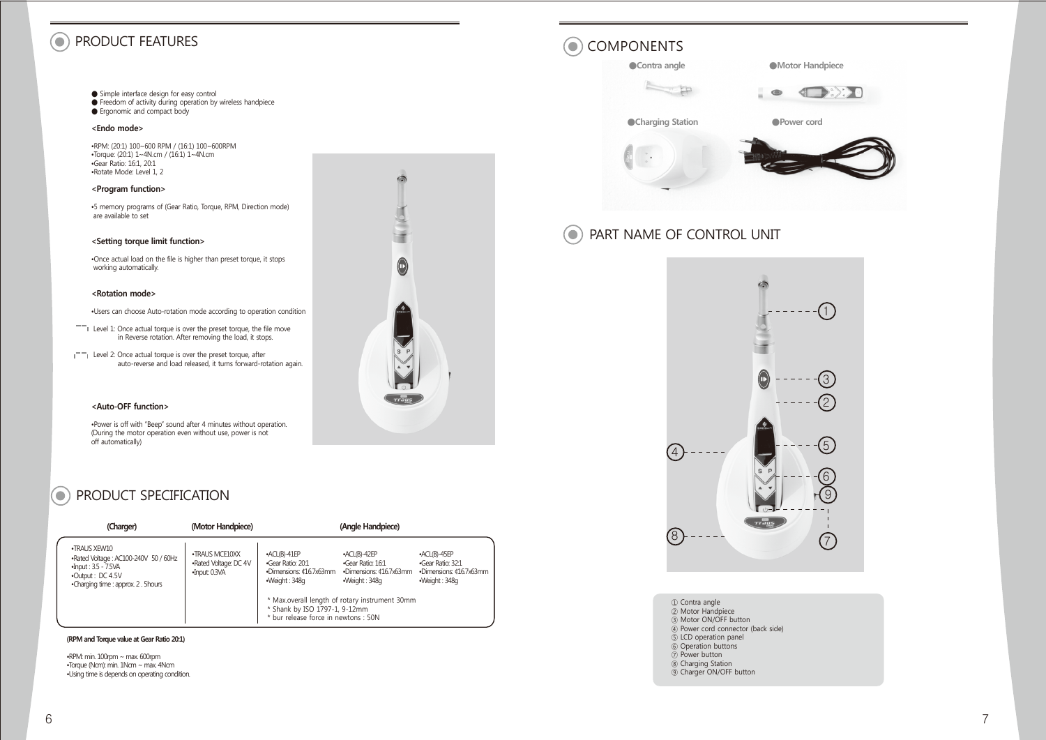## PRODUCT FEATURES

- Simple interface design for easy control
- Freedom of activity during operation by wireless handpiece
- Ergonomic and compact body

**<Endo mode>**

•RPM: (20:1) 100~600 RPM / (16:1) 100~600RPM
•Torque: (20:1) 1~4N.cm / (16:1) 1~4N.cm
•Gear Ratio: 16:1, 20:1
•Rotate Mode: Level 1, 2

**<Program function>**

•5 memory programs of (Gear Ratio, Torque, RPM, Direction mode) are available to set

**<Setting torque limit function>**

•Once actual load on the file is higher than preset torque, it stops working automatically.

**<Rotation mode>**

•Users can choose Auto-rotation mode according to operation condition

Level 1: Once actual torque is over the preset torque, the file move in Reverse rotation. After removing the load, it stops.

Level 2: Once actual torque is over the preset torque, after auto-reverse and load released, it turns forward-rotation again.

**<Auto-OFF function>**

•Power is off with "Beep" sound after 4 minutes without operation.
(During the motor operation even without use, power is not off automatically)

## PRODUCT SPECIFICATION

| (Charger) | (Motor Handpiece) | (Angle Handpiece) | | |
|---|---|---|---|---|
| •TRAUS XEW10<br>•Rated Voltage : AC100-240V 50 / 60Hz<br>•Input : 3.5 - 7.5VA<br>•Output : DC 4.5V<br>•Charging time : approx. 2 . 5hours | •TRAUS MCE10XX<br>•Rated Voltage: DC 4V<br>•Input: 0.3VA | •ACL(B)-41EP<br>•Gear Ratio: 20:1<br>•Dimensions: Ø16.7x63mm<br>•Weight : 34.8g | •ACL(B)-42EP<br>•Gear Ratio: 16:1<br>•Dimensions: Ø16.7x63mm<br>•Weight : 34.8g | •ACL(B)-45EP<br>•Gear Ratio: 32:1<br>•Dimensions: Ø16.7x63mm<br>•Weight : 34.8g |
| | | * Max.overall length of rotary instrument 30mm<br>* Shank by ISO 1797-1, 9-12mm<br>* bur release force in newtons : 50N | | |

**(RPM and Torque value at Gear Ratio 20:1)**

•RPM: min. 100rpm ~ max. 600rpm
•Torque (Ncm): min. 1Ncm ~ max. 4Ncm
•Using time is depends on operating condition.

## COMPONENTS

- Contra angle
- Motor Handpiece
- Charging Station
- Power cord

## PART NAME OF CONTROL UNIT

① Contra angle
② Motor Handpiece
③ Motor ON/OFF button
④ Power cord connector (back side)
⑤ LCD operation panel
⑥ Operation buttons
⑦ Power button
⑧ Charging Station
⑨ Charger ON/OFF button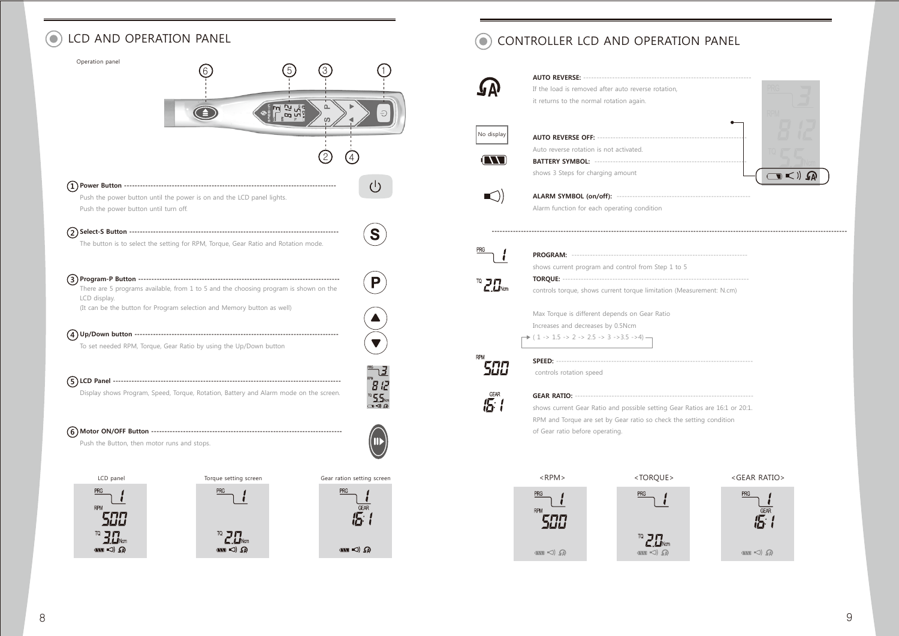## LCD AND OPERATION PANEL

Operation panel

**① Power Button**

Push the power button until the power is on and the LCD panel lights.
Push the power button until turn off.

**② Select-S Button**

The button is to select the setting for RPM, Torque, Gear Ratio and Rotation mode.

**③ Program-P Button**

There are 5 programs available, from 1 to 5 and the choosing program is shown on the LCD display.
(It can be the button for Program selection and Memory button as well)

**④ Up/Down button**

To set needed RPM, Torque, Gear Ratio by using the Up/Down button

**⑤ LCD Panel**

Display shows Program, Speed, Torque, Rotation, Battery and Alarm mode on the screen.

**⑥ Motor ON/OFF Button**

Push the Button, then motor runs and stops.

LCD panel

Torque setting screen

Gear ration setting screen

## CONTROLLER LCD AND OPERATION PANEL

**AUTO REVERSE:**

If the load is removed after auto reverse rotation, it returns to the normal rotation again.

No display

**AUTO REVERSE OFF:**

Auto reverse rotation is not activated.

**BATTERY SYMBOL:**

shows 3 Steps for charging amount

**ALARM SYMBOL (on/off):**

Alarm function for each operating condition

**PROGRAM:**

shows current program and control from Step 1 to 5

**TORQUE:**

controls torque, shows current torque limitation (Measurement: N.cm)

Max Torque is different depends on Gear Ratio
Increases and decreases by 0.5Ncm
( 1 -> 1.5 -> 2 -> 2.5 -> 3 ->3.5 ->4)

**SPEED:**

controls rotation speed

**GEAR RATIO:**

shows current Gear Ratio and possible setting Gear Ratios are 16:1 or 20:1.
RPM and Torque are set by Gear ratio so check the setting condition of Gear ratio before operating.

<RPM> <TORQUE> <GEAR RATIO>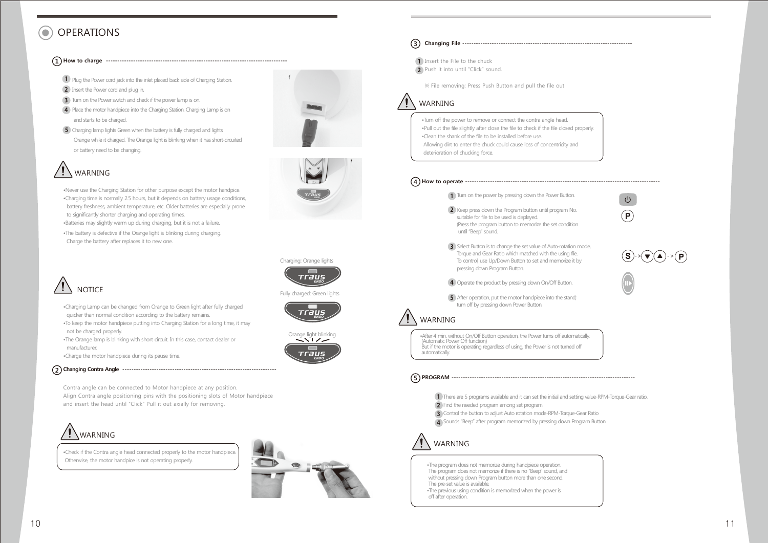# OPERATIONS

## ① How to charge

1. Plug the Power cord jack into the inlet placed back side of Charging Station.
2. Insert the Power cord and plug in.
3. Turn on the Power switch and check if the power lamp is on.
4. Place the motor handpiece into the Charging Station. Charging Lamp is on and starts to be charged.
5. Charging lamp lights Green when the battery is fully charged and lights Orange while it charged. The Orange light is blinking when it has short-circuited or battery need to be changing.

### WARNING

- Never use the Charging Station for other purpose except the motor handpice.
- Charging time is normally 2.5 hours, but it depends on battery usage conditions, battery freshness, ambient temperature, etc. Older batteries are especially prone to significantly shorter charging and operating times.
- Batteries may slightly warm up during charging, but it is not a failure.
- The battery is defective if the Orange light is blinking during charging. Charge the battery after replaces it to new one.

Charging: Orange lights

Fully charged: Green lights

Orange light blinking

### NOTICE

- Charging Lamp can be changed from Orange to Green light after fully charged quicker than normal condition according to the battery remains.
- To keep the motor handpiece putting into Charging Station for a long time, it may not be charged properly.
- The Orange lamp is blinking with short circuit. In this case, contact dealer or manufacturer.
- Charge the motor handpiece during its pause time.

## ② Changing Contra Angle

Contra angle can be connected to Motor handpiece at any position.
Align Contra angle positioning pins with the positioning slots of Motor handpiece and insert the head until "Click" Pull it out axially for removing.

### WARNING

- Check if the Contra angle head connected properly to the motor handpiece. Otherwise, the motor handpice is not operating properly.

## ③ Changing File

1. Insert the File to the chuck
2. Push it into until "Click" sound.

※ File removing: Press Push Button and pull the file out

### WARNING

- Turn off the power to remove or connect the contra angle head.
- Pull out the file slightly after close the file to check if the file closed properly.
- Clean the shank of the file to be installed before use. Allowing dirt to enter the chuck could cause loss of concentricity and deterioration of chucking force.

## ④ How to operate

1. Turn on the power by pressing down the Power Button.
2. Keep press down the Program button until program No. suitable for file to be used is displayed. (Press the program button to memorize the set condition until "Beep" sound.
3. Select Button is to change the set value of Auto-rotation mode, Torque and Gear Ratio which matched with the using file. To control, use Up/Down Button to set and memorize it by pressing down Program Button.
4. Operate the product by pressing down On/Off Button.
5. After operation, put the motor handpiece into the stand; turn off by pressing down Power Button.

S -> ▼ ▲ -> P

### WARNING

- After 4 min. without On/Off Button operation, the Power turns off automatically. (Automatic Power Off function) But if the motor is operating regardless of using, the Power is not turned off automatically.

## ⑤ PROGRAM

1. There are 5 programs available and it can set the initial and setting value-RPM-Torque-Gear ratio.
2. Find the needed program among set program.
3. Control the button to adjust Auto rotation mode-RPM-Torque-Gear Ratio
4. Sounds "Beep" after program memorized by pressing down Program Button.

### WARNING

- The program does not memorize during handpiece operation. The program does not memorize if there is no "Beep" sound, and without pressing down Program button more than one second. The pre-set value is available.
- The previous using condition is memorized when the power is off after operation.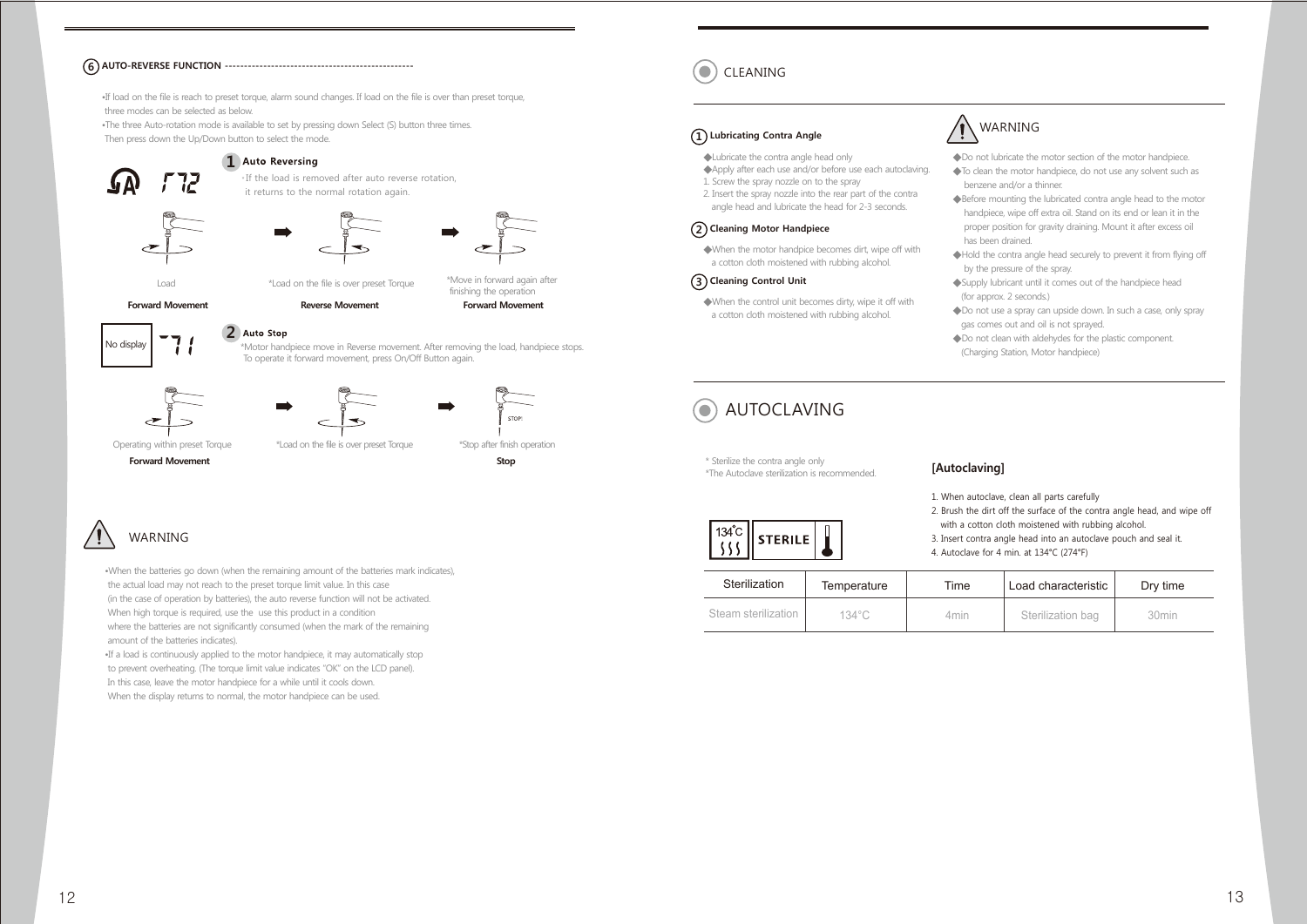## 6 AUTO-REVERSE FUNCTION

- If load on the file is reach to preset torque, alarm sound changes. If load on the file is over than preset torque, three modes can be selected as below.
- The three Auto-rotation mode is available to set by pressing down Select (S) button three times. Then press down the Up/Down button to select the mode.

### 1 Auto Reversing

- If the load is removed after auto reverse rotation, it returns to the normal rotation again.

Load
**Forward Movement**

*Load on the file is over preset Torque
**Reverse Movement**

*Move in forward again after finishing the operation
**Forward Movement**

No display

### 2 Auto Stop

*Motor handpiece move in Reverse movement. After removing the load, handpiece stops. To operate it forward movement, press On/Off Button again.

Operating within preset Torque
**Forward Movement**

*Load on the file is over preset Torque

*Stop after finish operation
**Stop**

### WARNING

- When the batteries go down (when the remaining amount of the batteries mark indicates), the actual load may not reach to the preset torque limit value. In this case (in the case of operation by batteries), the auto reverse function will not be activated. When high torque is required, use the use this product in a condition where the batteries are not significantly consumed (when the mark of the remaining amount of the batteries indicates).
- If a load is continuously applied to the motor handpiece, it may automatically stop to prevent overheating. (The torque limit value indicates "OK" on the LCD panel). In this case, leave the motor handpiece for a while until it cools down. When the display returns to normal, the motor handpiece can be used.

## CLEANING

### 1 Lubricating Contra Angle

- Lubricate the contra angle head only
- Apply after each use and/or before use each autoclaving.

1. Screw the spray nozzle on to the spray
2. Insert the spray nozzle into the rear part of the contra angle head and lubricate the head for 2-3 seconds.

### 2 Cleaning Motor Handpiece

- When the motor handpice becomes dirt, wipe off with a cotton cloth moistened with rubbing alcohol.

### 3 Cleaning Control Unit

- When the control unit becomes dirty, wipe it off with a cotton cloth moistened with rubbing alcohol.

### WARNING

- Do not lubricate the motor section of the motor handpiece.
- To clean the motor handpiece, do not use any solvent such as benzene and/or a thinner.
- Before mounting the lubricated contra angle head to the motor handpiece, wipe off extra oil. Stand on its end or lean it in the proper position for gravity draining. Mount it after excess oil has been drained.
- Hold the contra angle head securely to prevent it from flying off by the pressure of the spray.
- Supply lubricant until it comes out of the handpiece head (for approx. 2 seconds.)
- Do not use a spray can upside down. In such a case, only spray gas comes out and oil is not sprayed.
- Do not clean with aldehydes for the plastic component. (Charging Station, Motor handpiece)

## AUTOCLAVING

\* Sterilize the contra angle only
*The Autoclave sterilization is recommended.

134°C STERILE

### [Autoclaving]

1. When autoclave, clean all parts carefully
2. Brush the dirt off the surface of the contra angle head, and wipe off with a cotton cloth moistened with rubbing alcohol.
3. Insert contra angle head into an autoclave pouch and seal it.
4. Autoclave for 4 min. at 134°C (274°F)

| Sterilization | Temperature | Time | Load characteristic | Dry time |
|---|---|---|---|---|
| Steam sterilization | 134°C | 4min | Sterilization bag | 30min |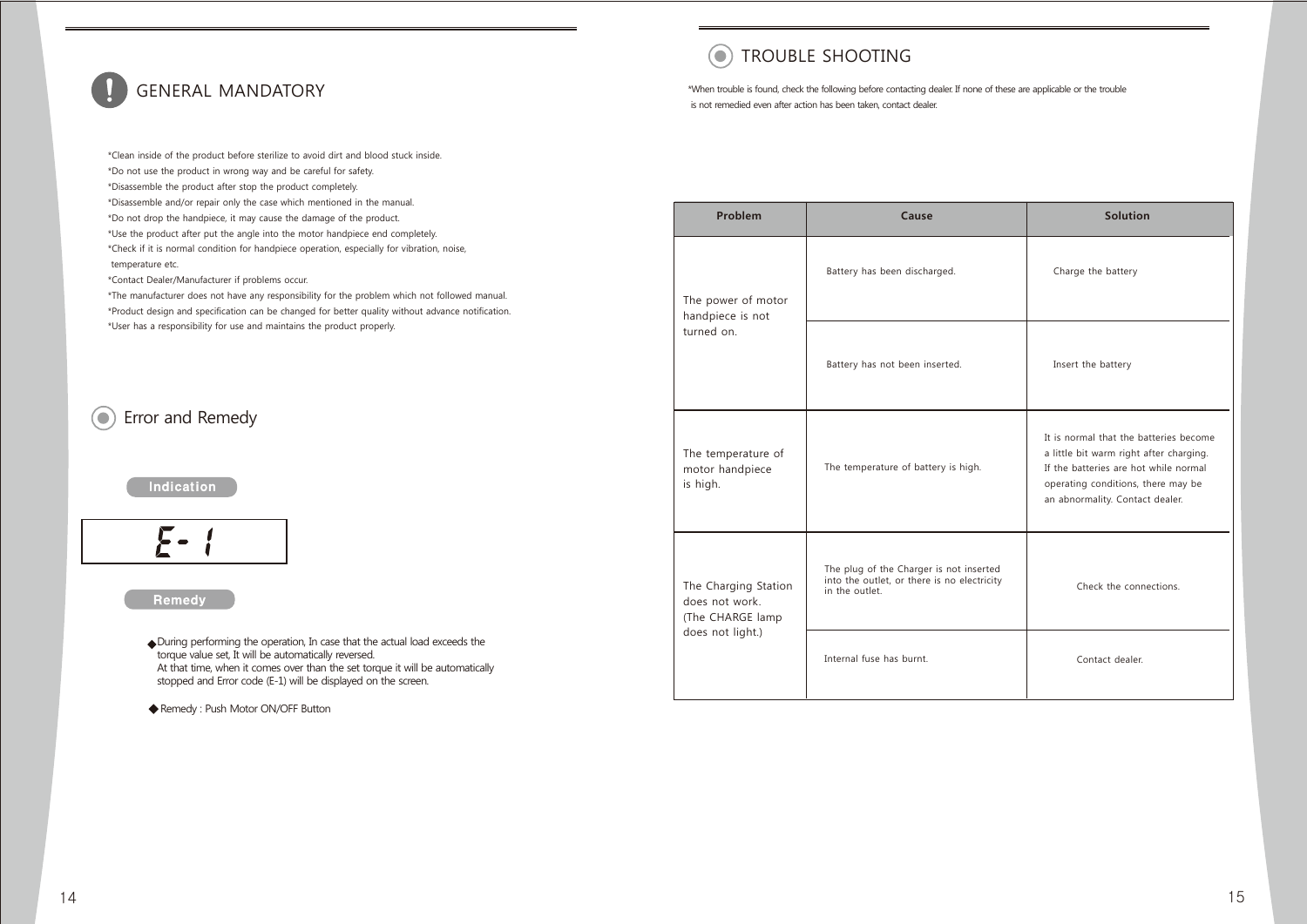## GENERAL MANDATORY

*Clean inside of the product before sterilize to avoid dirt and blood stuck inside.
*Do not use the product in wrong way and be careful for safety.
*Disassemble the product after stop the product completely.
*Disassemble and/or repair only the case which mentioned in the manual.
*Do not drop the handpiece, it may cause the damage of the product.
*Use the product after put the angle into the motor handpiece end completely.
*Check if it is normal condition for handpiece operation, especially for vibration, noise, temperature etc.
*Contact Dealer/Manufacturer if problems occur.
*The manufacturer does not have any responsibility for the problem which not followed manual.
*Product design and specification can be changed for better quality without advance notification.
*User has a responsibility for use and maintains the product properly.

## Error and Remedy

**Indication**

E-1

**Remedy**

◆ During performing the operation, In case that the actual load exceeds the torque value set, It will be automatically reversed.
At that time, when it comes over than the set torque it will be automatically stopped and Error code (E-1) will be displayed on the screen.

◆ Remedy : Push Motor ON/OFF Button

## TROUBLE SHOOTING

*When trouble is found, check the following before contacting dealer. If none of these are applicable or the trouble is not remedied even after action has been taken, contact dealer.

| Problem | Cause | Solution |
|---|---|---|
| The power of motor handpiece is not turned on. | Battery has been discharged. | Charge the battery |
| | Battery has not been inserted. | Insert the battery |
| The temperature of motor handpiece is high. | The temperature of battery is high. | It is normal that the batteries become a little bit warm right after charging. If the batteries are hot while normal operating conditions, there may be an abnormality. Contact dealer. |
| The Charging Station does not work. (The CHARGE lamp does not light.) | The plug of the Charger is not inserted into the outlet, or there is no electricity in the outlet. | Check the connections. |
| | Internal fuse has burnt. | Contact dealer. |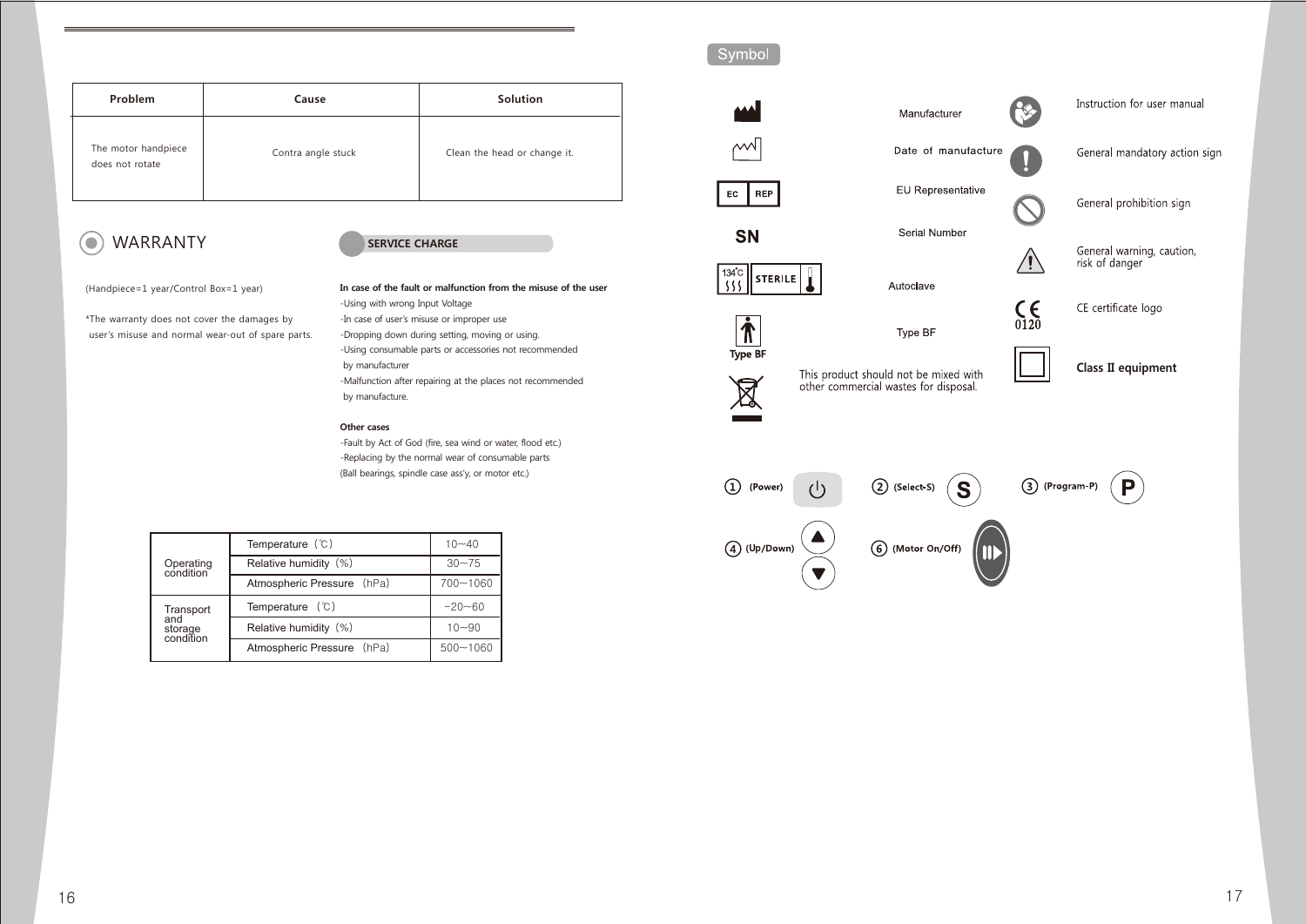| Problem | Cause | Solution |
|---|---|---|
| The motor handpiece does not rotate | Contra angle stuck | Clean the head or change it. |

## WARRANTY

(Handpiece=1 year/Control Box=1 year)

*The warranty does not cover the damages by user's misuse and normal wear-out of spare parts.

## SERVICE CHARGE

**In case of the fault or malfunction from the misuse of the user**

- -Using with wrong Input Voltage
- -In case of user's misuse or improper use
- -Dropping down during setting, moving or using.
- -Using consumable parts or accessories not recommended by manufacturer
- -Malfunction after repairing at the places not recommended by manufacture.

**Other cases**

- -Fault by Act of God (fire, sea wind or water, flood etc.)
- -Replacing by the normal wear of consumable parts (Ball bearings, spindle case ass'y, or motor etc.)

| | | |
|---|---|---|
| Operating condition | Temperature（℃） | 10~40 |
| | Relative humidity（%） | 30~75 |
| | Atmospheric Pressure （hPa） | 700~1060 |
| Transport and storage condition | Temperature（℃） | -20~60 |
| | Relative humidity（%） | 10~90 |
| | Atmospheric Pressure （hPa） | 500~1060 |

## Symbol

- Manufacturer
- Date of manufacture
- EC REP — EU Representative
- SN — Serial Number
- 134℃ STERILE — Autoclave
- Type BF — Type BF
- This product should not be mixed with other commercial wastes for disposal.
- Instruction for user manual
- General mandatory action sign
- General prohibition sign
- General warning, caution, risk of danger
- CE 0120 — CE certificate logo
- **Class II equipment**

① (Power)

② (Select-S)

③ (Program-P)

④ (Up/Down)

⑥ (Motor On/Off)